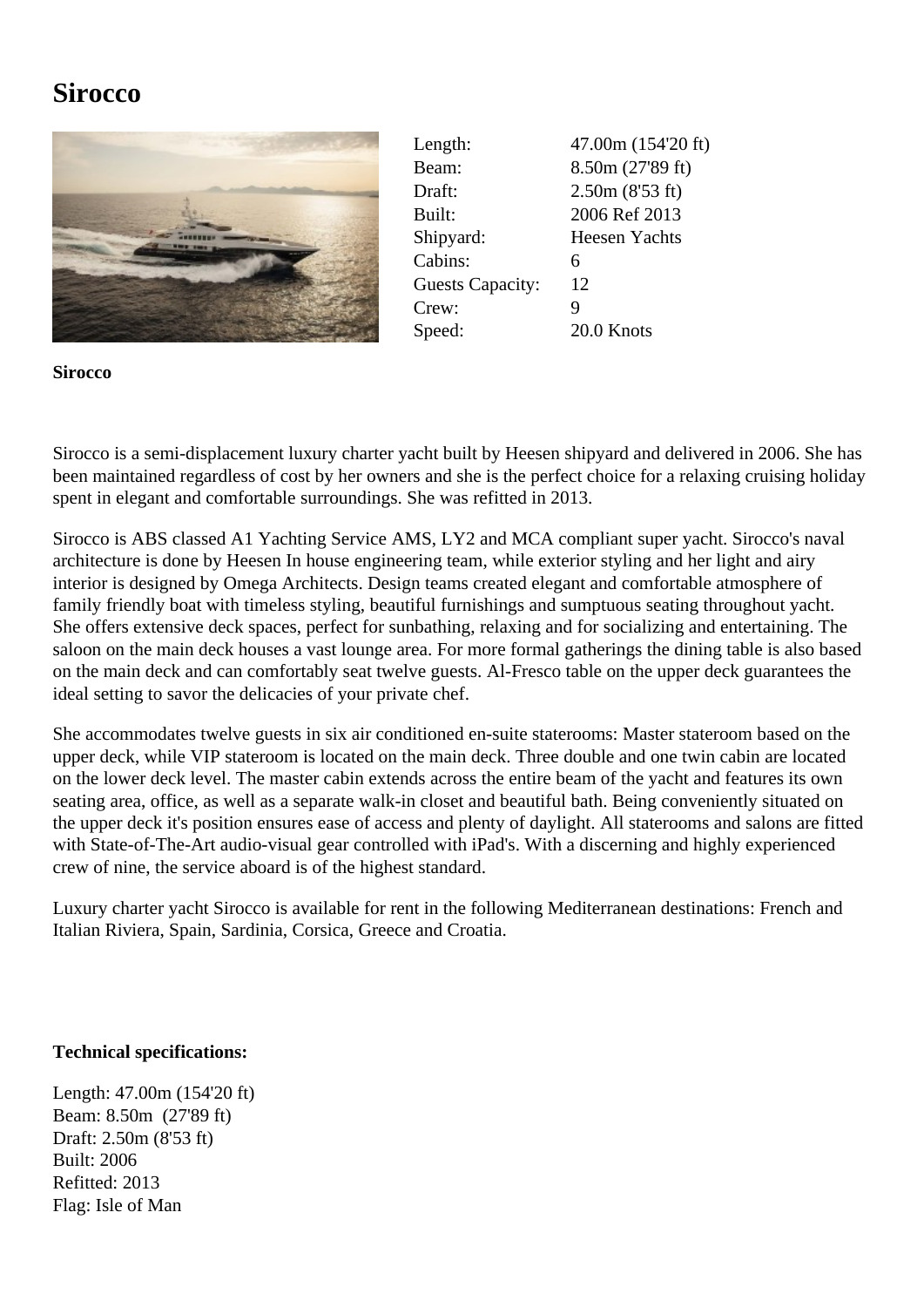# Sirocco

| | |
|---|---|
| Length: | 47.00m (154'20 ft) |
| Beam: | 8.50m (27'89 ft) |
| Draft: | 2.50m (8'53 ft) |
| Built: | 2006 Ref 2013 |
| Shipyard: | Heesen Yachts |
| Cabins: | 6 |
| Guests Capacity: | 12 |
| Crew: | 9 |
| Speed: | 20.0 Knots |

**Sirocco**

Sirocco is a semi-displacement luxury charter yacht built by Heesen shipyard and delivered in 2006. She has been maintained regardless of cost by her owners and she is the perfect choice for a relaxing cruising holiday spent in elegant and comfortable surroundings. She was refitted in 2013.

Sirocco is ABS classed A1 Yachting Service AMS, LY2 and MCA compliant super yacht. Sirocco's naval architecture is done by Heesen In house engineering team, while exterior styling and her light and airy interior is designed by Omega Architects. Design teams created elegant and comfortable atmosphere of family friendly boat with timeless styling, beautiful furnishings and sumptuous seating throughout yacht. She offers extensive deck spaces, perfect for sunbathing, relaxing and for socializing and entertaining. The saloon on the main deck houses a vast lounge area. For more formal gatherings the dining table is also based on the main deck and can comfortably seat twelve guests. Al-Fresco table on the upper deck guarantees the ideal setting to savor the delicacies of your private chef.

She accommodates twelve guests in six air conditioned en-suite staterooms: Master stateroom based on the upper deck, while VIP stateroom is located on the main deck. Three double and one twin cabin are located on the lower deck level. The master cabin extends across the entire beam of the yacht and features its own seating area, office, as well as a separate walk-in closet and beautiful bath. Being conveniently situated on the upper deck it's position ensures ease of access and plenty of daylight. All staterooms and salons are fitted with State-of-The-Art audio-visual gear controlled with iPad's. With a discerning and highly experienced crew of nine, the service aboard is of the highest standard.

Luxury charter yacht Sirocco is available for rent in the following Mediterranean destinations: French and Italian Riviera, Spain, Sardinia, Corsica, Greece and Croatia.

**Technical specifications:**

Length: 47.00m (154'20 ft)  
Beam: 8.50m (27'89 ft)  
Draft: 2.50m (8'53 ft)  
Built: 2006  
Refitted: 2013  
Flag: Isle of Man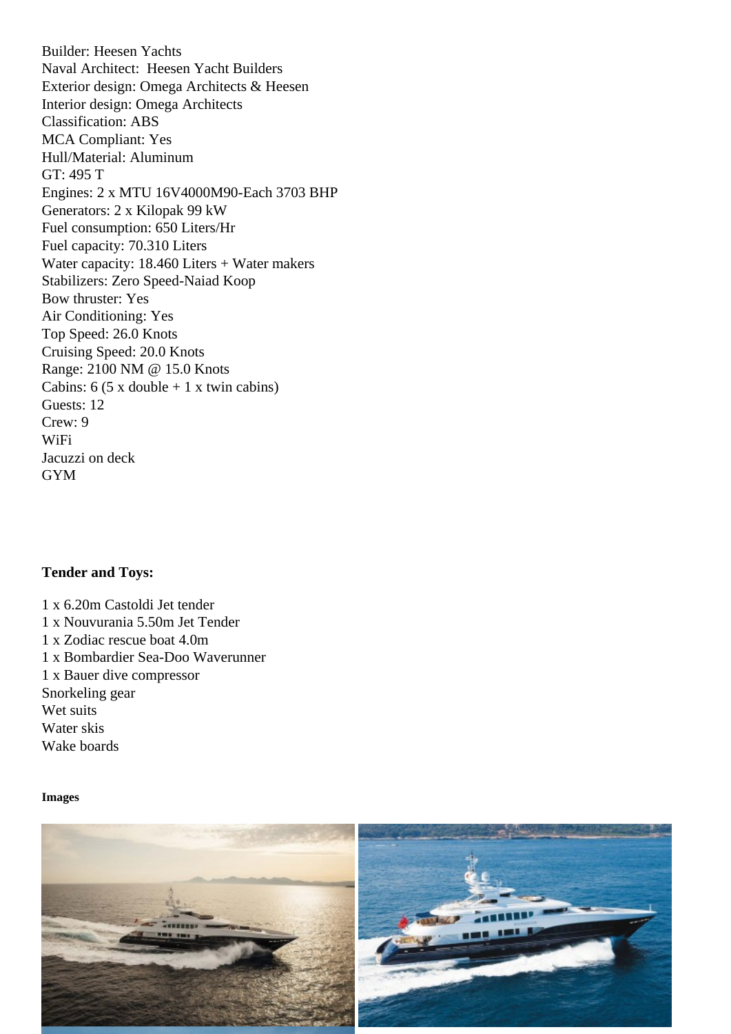Builder: Heesen Yachts
Naval Architect: Heesen Yacht Builders
Exterior design: Omega Architects & Heesen
Interior design: Omega Architects
Classification: ABS
MCA Compliant: Yes
Hull/Material: Aluminum
GT: 495 T
Engines: 2 x MTU 16V4000M90-Each 3703 BHP
Generators: 2 x Kilopak 99 kW
Fuel consumption: 650 Liters/Hr
Fuel capacity: 70.310 Liters
Water capacity: 18.460 Liters + Water makers
Stabilizers: Zero Speed-Naiad Koop
Bow thruster: Yes
Air Conditioning: Yes
Top Speed: 26.0 Knots
Cruising Speed: 20.0 Knots
Range: 2100 NM @ 15.0 Knots
Cabins: 6 (5 x double + 1 x twin cabins)
Guests: 12
Crew: 9
WiFi
Jacuzzi on deck
GYM

**Tender and Toys:**

1 x 6.20m Castoldi Jet tender
1 x Nouvurania 5.50m Jet Tender
1 x Zodiac rescue boat 4.0m
1 x Bombardier Sea-Doo Waverunner
1 x Bauer dive compressor
Snorkeling gear
Wet suits
Water skis
Wake boards

**Images**